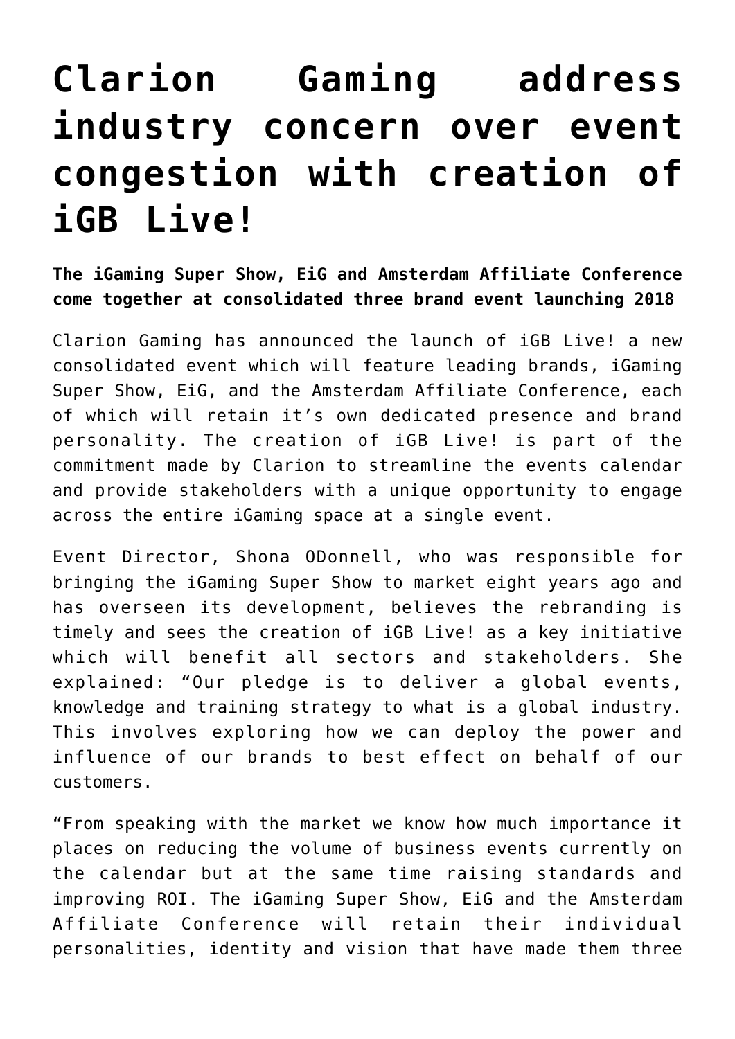# Clarion Gaming address industry concern over event congestion with creation of iGB Live!

**The iGaming Super Show, EiG and Amsterdam Affiliate Conference come together at consolidated three brand event launching 2018**

Clarion Gaming has announced the launch of iGB Live! a new consolidated event which will feature leading brands, iGaming Super Show, EiG, and the Amsterdam Affiliate Conference, each of which will retain it's own dedicated presence and brand personality. The creation of iGB Live! is part of the commitment made by Clarion to streamline the events calendar and provide stakeholders with a unique opportunity to engage across the entire iGaming space at a single event.

Event Director, Shona ODonnell, who was responsible for bringing the iGaming Super Show to market eight years ago and has overseen its development, believes the rebranding is timely and sees the creation of iGB Live! as a key initiative which will benefit all sectors and stakeholders. She explained: "Our pledge is to deliver a global events, knowledge and training strategy to what is a global industry. This involves exploring how we can deploy the power and influence of our brands to best effect on behalf of our customers.

"From speaking with the market we know how much importance it places on reducing the volume of business events currently on the calendar but at the same time raising standards and improving ROI. The iGaming Super Show, EiG and the Amsterdam Affiliate Conference will retain their individual personalities, identity and vision that have made them three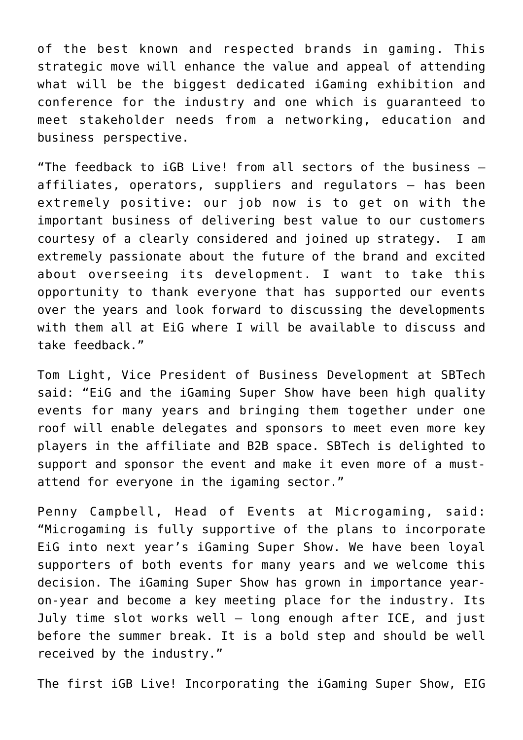of the best known and respected brands in gaming. This strategic move will enhance the value and appeal of attending what will be the biggest dedicated iGaming exhibition and conference for the industry and one which is guaranteed to meet stakeholder needs from a networking, education and business perspective.

"The feedback to iGB Live! from all sectors of the business – affiliates, operators, suppliers and regulators – has been extremely positive: our job now is to get on with the important business of delivering best value to our customers courtesy of a clearly considered and joined up strategy. I am extremely passionate about the future of the brand and excited about overseeing its development. I want to take this opportunity to thank everyone that has supported our events over the years and look forward to discussing the developments with them all at EiG where I will be available to discuss and take feedback."

Tom Light, Vice President of Business Development at SBTech said: "EiG and the iGaming Super Show have been high quality events for many years and bringing them together under one roof will enable delegates and sponsors to meet even more key players in the affiliate and B2B space. SBTech is delighted to support and sponsor the event and make it even more of a must-attend for everyone in the igaming sector."

Penny Campbell, Head of Events at Microgaming, said: "Microgaming is fully supportive of the plans to incorporate EiG into next year's iGaming Super Show. We have been loyal supporters of both events for many years and we welcome this decision. The iGaming Super Show has grown in importance year-on-year and become a key meeting place for the industry. Its July time slot works well – long enough after ICE, and just before the summer break. It is a bold step and should be well received by the industry."

The first iGB Live! Incorporating the iGaming Super Show, EIG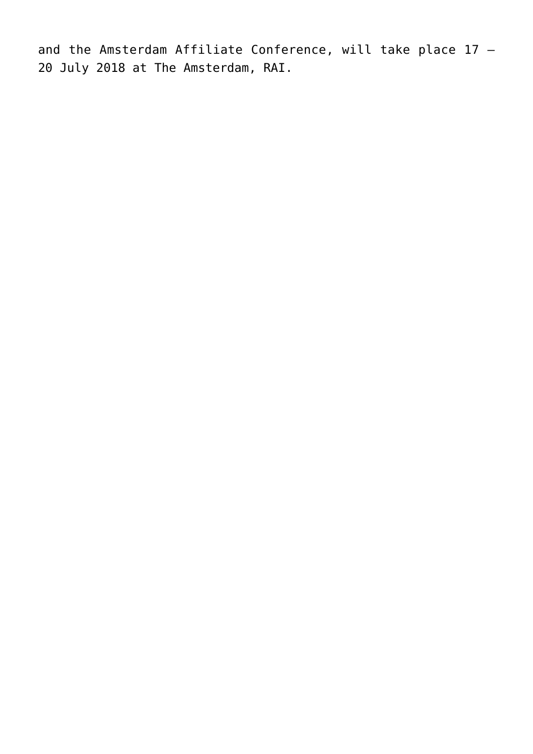and the Amsterdam Affiliate Conference, will take place 17 – 20 July 2018 at The Amsterdam, RAI.